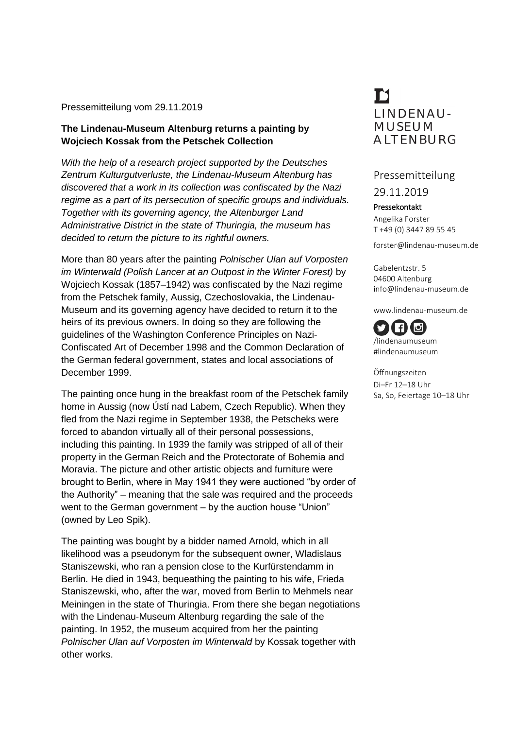Pressemitteilung vom 29.11.2019

## The Lindenau-Museum Altenburg returns a painting by Wojciech Kossak from the Petschek Collection

*With the help of a research project supported by the Deutsches Zentrum Kulturgutverluste, the Lindenau-Museum Altenburg has discovered that a work in its collection was confiscated by the Nazi regime as a part of its persecution of specific groups and individuals. Together with its governing agency, the Altenburger Land Administrative District in the state of Thuringia, the museum has decided to return the picture to its rightful owners.*

More than 80 years after the painting *Polnischer Ulan auf Vorposten im Winterwald (Polish Lancer at an Outpost in the Winter Forest)* by Wojciech Kossak (1857–1942) was confiscated by the Nazi regime from the Petschek family, Aussig, Czechoslovakia, the Lindenau-Museum and its governing agency have decided to return it to the heirs of its previous owners. In doing so they are following the guidelines of the Washington Conference Principles on Nazi-Confiscated Art of December 1998 and the Common Declaration of the German federal government, states and local associations of December 1999.

The painting once hung in the breakfast room of the Petschek family home in Aussig (now Ústí nad Labem, Czech Republic). When they fled from the Nazi regime in September 1938, the Petscheks were forced to abandon virtually all of their personal possessions, including this painting. In 1939 the family was stripped of all of their property in the German Reich and the Protectorate of Bohemia and Moravia. The picture and other artistic objects and furniture were brought to Berlin, where in May 1941 they were auctioned "by order of the Authority" – meaning that the sale was required and the proceeds went to the German government – by the auction house "Union" (owned by Leo Spik).

The painting was bought by a bidder named Arnold, which in all likelihood was a pseudonym for the subsequent owner, Wladislaus Staniszewski, who ran a pension close to the Kurfürstendamm in Berlin. He died in 1943, bequeathing the painting to his wife, Frieda Staniszewski, who, after the war, moved from Berlin to Mehmels near Meiningen in the state of Thuringia. From there she began negotiations with the Lindenau-Museum Altenburg regarding the sale of the painting. In 1952, the museum acquired from her the painting *Polnischer Ulan auf Vorposten im Winterwald* by Kossak together with other works.

LINDENAU-MUSEUM ALTENBURG

Pressemitteilung
29.11.2019

**Pressekontakt**
Angelika Forster
T +49 (0) 3447 89 55 45

forster@lindenau-museum.de

Gabelentzstr. 5
04600 Altenburg
info@lindenau-museum.de

www.lindenau-museum.de

/lindenaumuseum
#lindenaumuseum

Öffnungszeiten
Di–Fr 12–18 Uhr
Sa, So, Feiertage 10–18 Uhr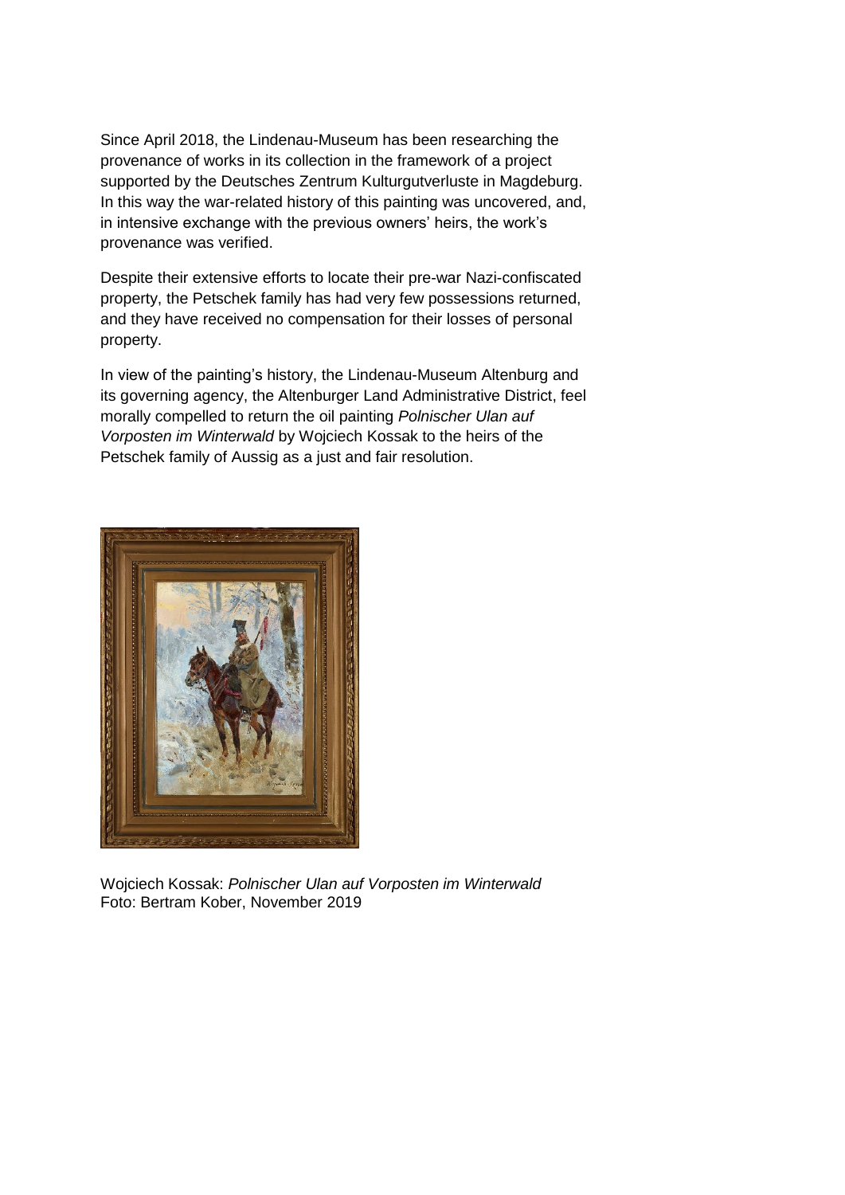Since April 2018, the Lindenau-Museum has been researching the provenance of works in its collection in the framework of a project supported by the Deutsches Zentrum Kulturgutverluste in Magdeburg. In this way the war-related history of this painting was uncovered, and, in intensive exchange with the previous owners' heirs, the work's provenance was verified.

Despite their extensive efforts to locate their pre-war Nazi-confiscated property, the Petschek family has had very few possessions returned, and they have received no compensation for their losses of personal property.

In view of the painting's history, the Lindenau-Museum Altenburg and its governing agency, the Altenburger Land Administrative District, feel morally compelled to return the oil painting *Polnischer Ulan auf Vorposten im Winterwald* by Wojciech Kossak to the heirs of the Petschek family of Aussig as a just and fair resolution.

Wojciech Kossak: *Polnischer Ulan auf Vorposten im Winterwald*
Foto: Bertram Kober, November 2019